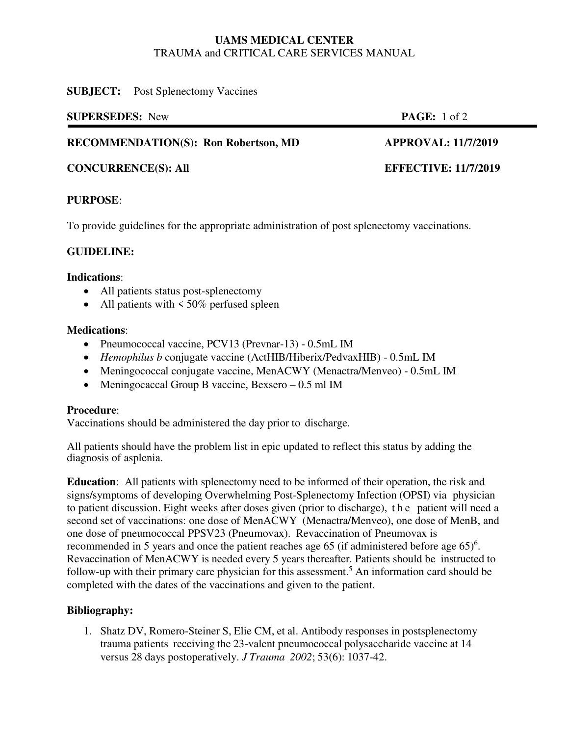**UAMS MEDICAL CENTER**
TRAUMA and CRITICAL CARE SERVICES MANUAL

**SUBJECT:** Post Splenectomy Vaccines

**SUPERSEDES:** New

**RECOMMENDATION(S): Ron Robertson, MD** **APPROVAL: 11/7/2019**

**CONCURRENCE(S): All** **EFFECTIVE: 11/7/2019**

**PURPOSE**:

To provide guidelines for the appropriate administration of post splenectomy vaccinations.

**GUIDELINE:**

**Indications**:

- All patients status post-splenectomy
- All patients with < 50% perfused spleen

**Medications**:

- Pneumococcal vaccine, PCV13 (Prevnar-13) - 0.5mL IM
- *Hemophilus b* conjugate vaccine (ActHIB/Hiberix/PedvaxHIB) - 0.5mL IM
- Meningococcal conjugate vaccine, MenACWY (Menactra/Menveo) - 0.5mL IM
- Meningocaccal Group B vaccine, Bexsero – 0.5 ml IM

**Procedure**:
Vaccinations should be administered the day prior to discharge.

All patients should have the problem list in epic updated to reflect this status by adding the diagnosis of asplenia.

**Education**: All patients with splenectomy need to be informed of their operation, the risk and signs/symptoms of developing Overwhelming Post-Splenectomy Infection (OPSI) via physician to patient discussion. Eight weeks after doses given (prior to discharge), the patient will need a second set of vaccinations: one dose of MenACWY (Menactra/Menveo), one dose of MenB, and one dose of pneumococcal PPSV23 (Pneumovax). Revaccination of Pneumovax is recommended in 5 years and once the patient reaches age 65 (if administered before age 65)[6]. Revaccination of MenACWY is needed every 5 years thereafter. Patients should be instructed to follow-up with their primary care physician for this assessment.[5] An information card should be completed with the dates of the vaccinations and given to the patient.

**Bibliography:**

1. Shatz DV, Romero-Steiner S, Elie CM, et al. Antibody responses in postsplenectomy trauma patients receiving the 23-valent pneumococcal polysaccharide vaccine at 14 versus 28 days postoperatively. *J Trauma 2002*; 53(6): 1037-42.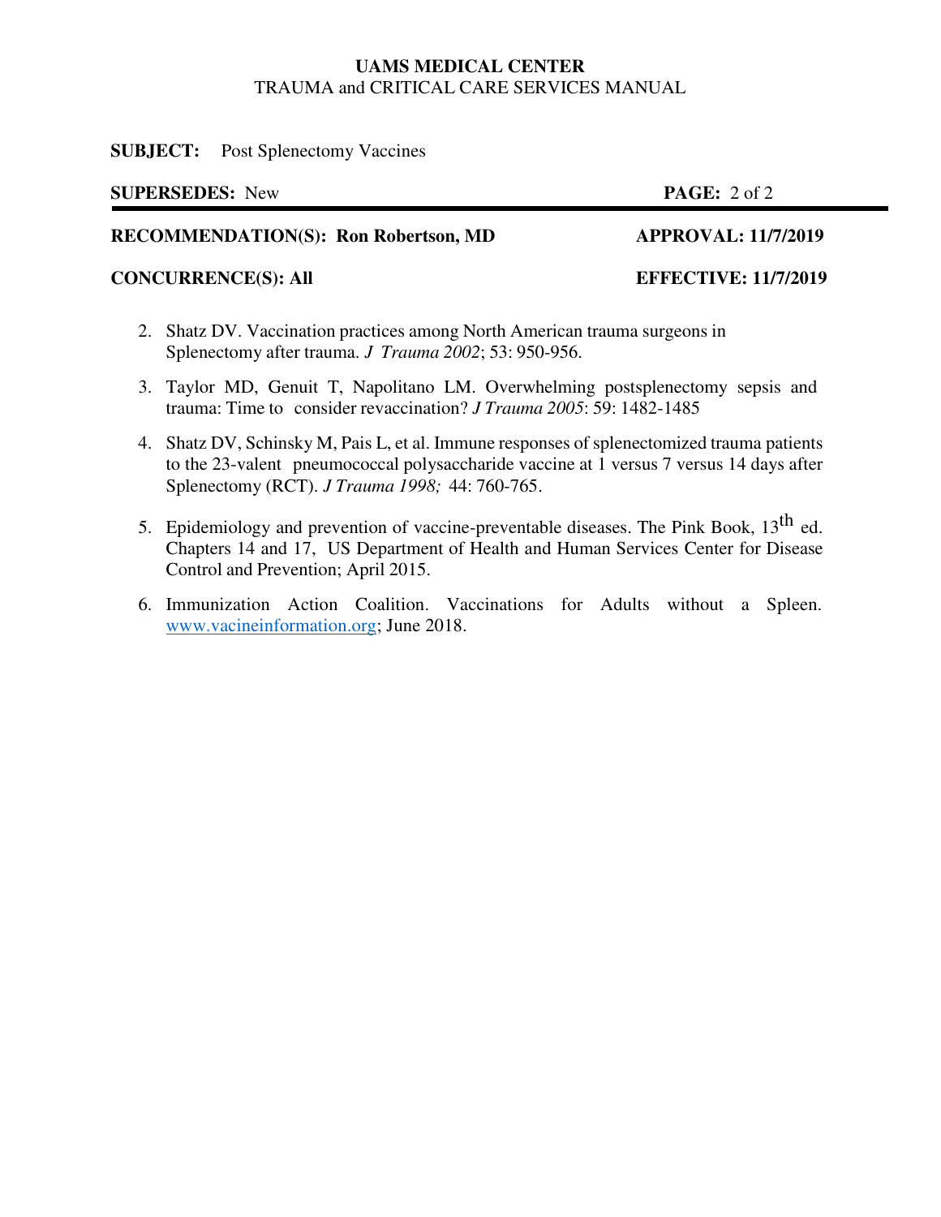2. Shatz DV. Vaccination practices among North American trauma surgeons in Splenectomy after trauma. *J Trauma 2002*; 53: 950-956.

3. Taylor MD, Genuit T, Napolitano LM. Overwhelming postsplenectomy sepsis and trauma: Time to consider revaccination? *J Trauma 2005*: 59: 1482-1485

4. Shatz DV, Schinsky M, Pais L, et al. Immune responses of splenectomized trauma patients to the 23-valent pneumococcal polysaccharide vaccine at 1 versus 7 versus 14 days after Splenectomy (RCT). *J Trauma 1998;* 44: 760-765.

5. Epidemiology and prevention of vaccine-preventable diseases. The Pink Book, 13th ed. Chapters 14 and 17, US Department of Health and Human Services Center for Disease Control and Prevention; April 2015.

6. Immunization Action Coalition. Vaccinations for Adults without a Spleen. www.vacineinformation.org; June 2018.